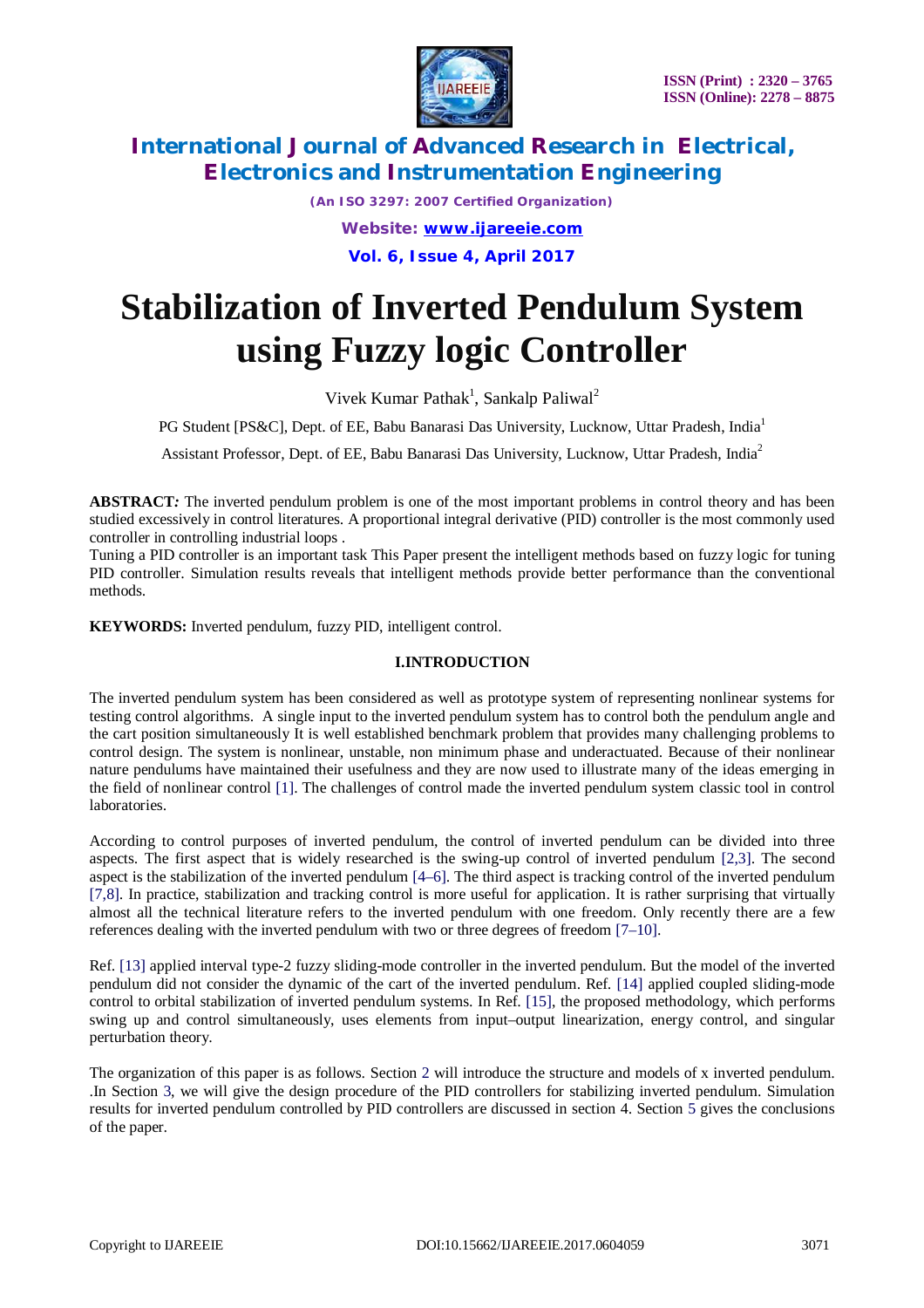# Stabilization of Inverted Pendulum System using Fuzzy logic Controller

Vivek Kumar Pathak[1], Sankalp Paliwal[2]

PG Student [PS&C], Dept. of EE, Babu Banarasi Das University, Lucknow, Uttar Pradesh, India[1]

Assistant Professor, Dept. of EE, Babu Banarasi Das University, Lucknow, Uttar Pradesh, India[2]

**ABSTRACT:** The inverted pendulum problem is one of the most important problems in control theory and has been studied excessively in control literatures. A proportional integral derivative (PID) controller is the most commonly used controller in controlling industrial loops .

Tuning a PID controller is an important task This Paper present the intelligent methods based on fuzzy logic for tuning PID controller. Simulation results reveals that intelligent methods provide better performance than the conventional methods.

**KEYWORDS:** Inverted pendulum, fuzzy PID, intelligent control.

## I.INTRODUCTION

The inverted pendulum system has been considered as well as prototype system of representing nonlinear systems for testing control algorithms. A single input to the inverted pendulum system has to control both the pendulum angle and the cart position simultaneously It is well established benchmark problem that provides many challenging problems to control design. The system is nonlinear, unstable, non minimum phase and underactuated. Because of their nonlinear nature pendulums have maintained their usefulness and they are now used to illustrate many of the ideas emerging in the field of nonlinear control [1]. The challenges of control made the inverted pendulum system classic tool in control laboratories.

According to control purposes of inverted pendulum, the control of inverted pendulum can be divided into three aspects. The first aspect that is widely researched is the swing-up control of inverted pendulum [2,3]. The second aspect is the stabilization of the inverted pendulum [4–6]. The third aspect is tracking control of the inverted pendulum [7,8]. In practice, stabilization and tracking control is more useful for application. It is rather surprising that virtually almost all the technical literature refers to the inverted pendulum with one freedom. Only recently there are a few references dealing with the inverted pendulum with two or three degrees of freedom [7–10].

Ref. [13] applied interval type-2 fuzzy sliding-mode controller in the inverted pendulum. But the model of the inverted pendulum did not consider the dynamic of the cart of the inverted pendulum. Ref. [14] applied coupled sliding-mode control to orbital stabilization of inverted pendulum systems. In Ref. [15], the proposed methodology, which performs swing up and control simultaneously, uses elements from input–output linearization, energy control, and singular perturbation theory.

The organization of this paper is as follows. Section 2 will introduce the structure and models of x inverted pendulum. .In Section 3, we will give the design procedure of the PID controllers for stabilizing inverted pendulum. Simulation results for inverted pendulum controlled by PID controllers are discussed in section 4. Section 5 gives the conclusions of the paper.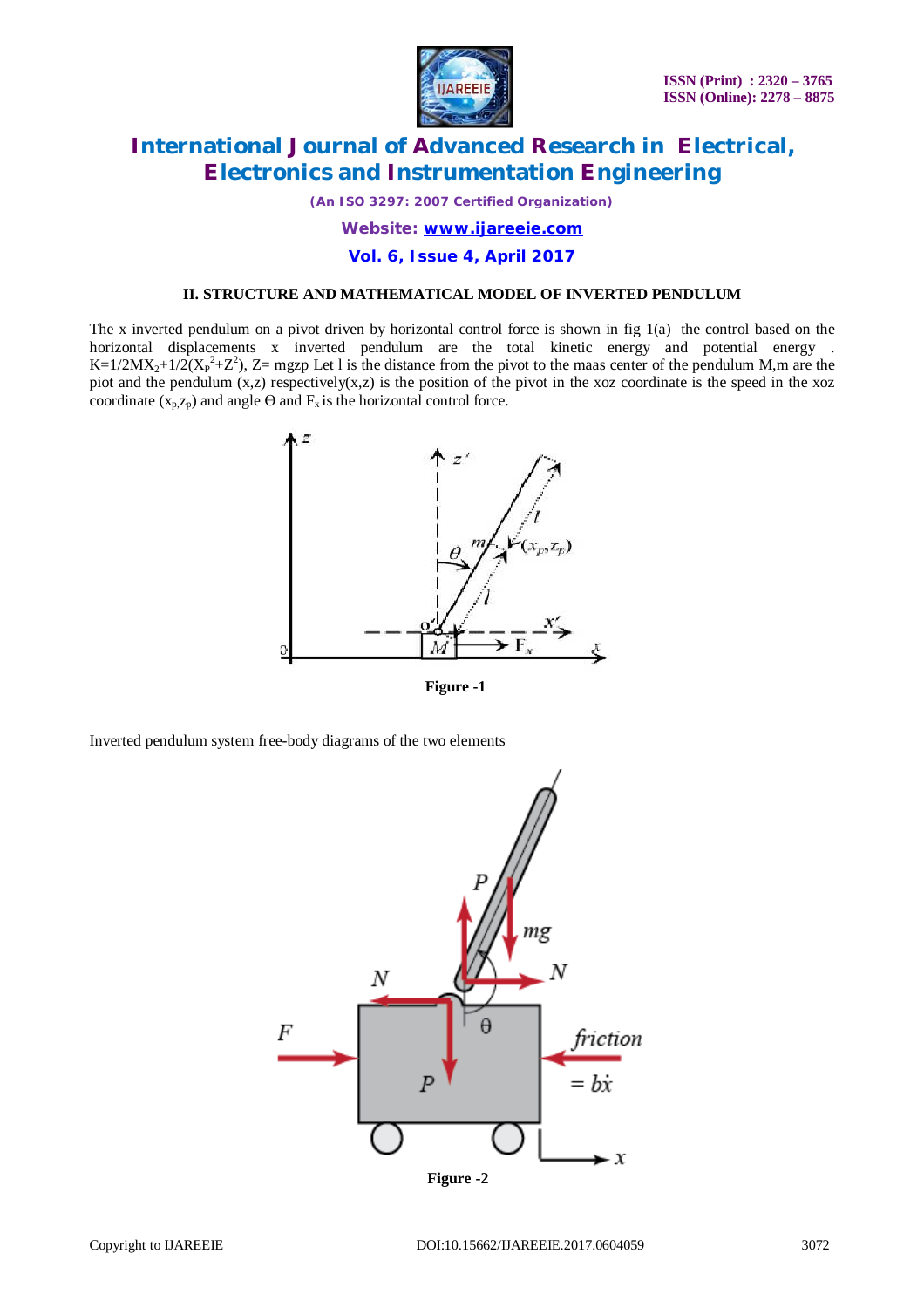### II. STRUCTURE AND MATHEMATICAL MODEL OF INVERTED PENDULUM

The x inverted pendulum on a pivot driven by horizontal control force is shown in fig 1(a) the control based on the horizontal displacements x inverted pendulum are the total kinetic energy and potential energy . $K=1/2MX_2+1/2(X_P^2+Z^2)$, Z= mgzp Let l is the distance from the pivot to the maas center of the pendulum M,m are the piot and the pendulum (x,z) respectively(x,z) is the position of the pivot in the xoz coordinate is the speed in the xoz coordinate $(x_{p,}z_p)$ and angle Θ and $F_x$ is the horizontal control force.

**Figure -1**

Inverted pendulum system free-body diagrams of the two elements

**Figure -2**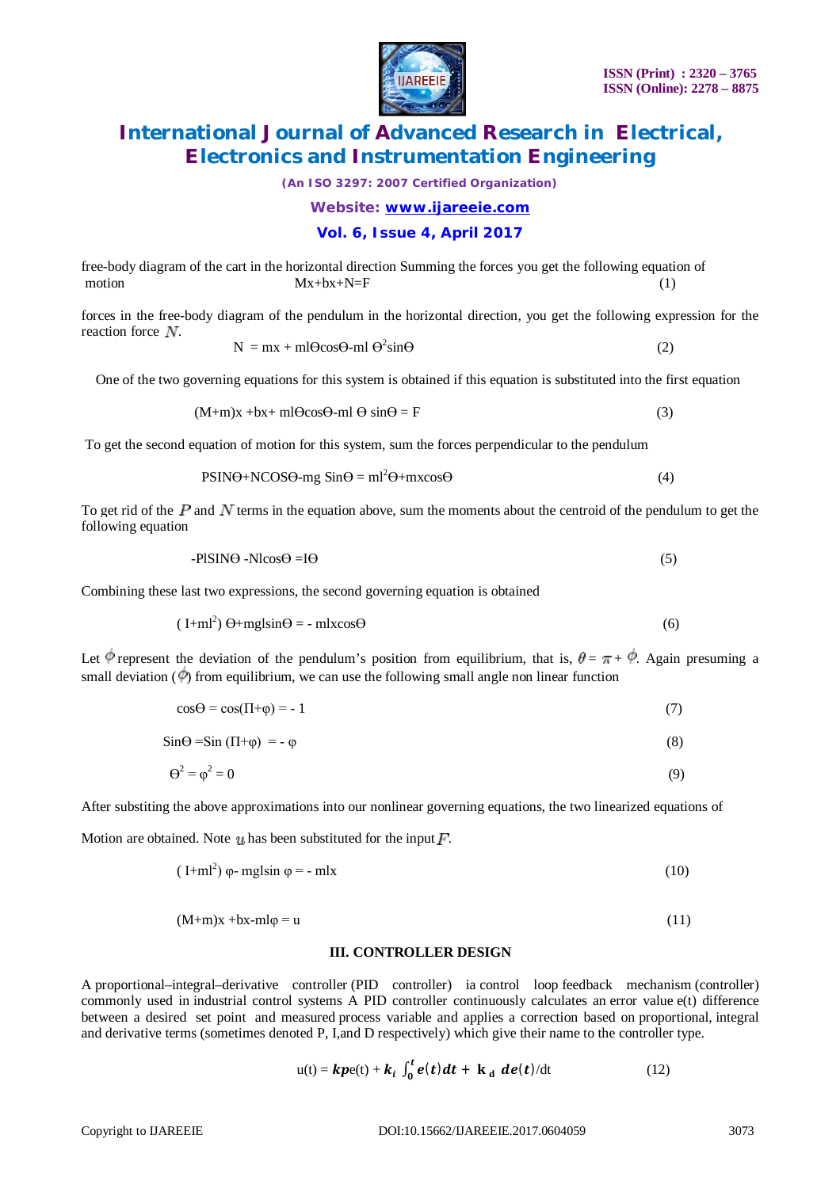free-body diagram of the cart in the horizontal direction Summing the forces you get the following equation of motion

$$Mx+bx+N=F \tag{1}$$

forces in the free-body diagram of the pendulum in the horizontal direction, you get the following expression for the reaction force $N$.

$$N = mx + ml\Theta\cos\Theta - ml\,\Theta^2\sin\Theta \tag{2}$$

One of the two governing equations for this system is obtained if this equation is substituted into the first equation

$$(M+m)x + bx + ml\Theta\cos\Theta - ml\,\Theta\sin\Theta = F \tag{3}$$

To get the second equation of motion for this system, sum the forces perpendicular to the pendulum

$$P\sin\Theta + N\cos\Theta - mg\sin\Theta = ml^2\Theta + mx\cos\Theta \tag{4}$$

To get rid of the $P$ and $N$ terms in the equation above, sum the moments about the centroid of the pendulum to get the following equation

$$-Pl\sin\Theta - Nl\cos\Theta = I\Theta \tag{5}$$

Combining these last two expressions, the second governing equation is obtained

$$(I+ml^2)\Theta + mgl\sin\Theta = -mlx\cos\Theta \tag{6}$$

Let $\phi$ represent the deviation of the pendulum's position from equilibrium, that is, $\theta = \pi + \phi$. Again presuming a small deviation ($\phi$) from equilibrium, we can use the following small angle non linear function

$$\cos\Theta = \cos(\Pi+\varphi) = -1 \tag{7}$$

$$\sin\Theta = \sin(\Pi+\varphi) = -\varphi \tag{8}$$

$$\Theta^2 = \varphi^2 = 0 \tag{9}$$

After substiting the above approximations into our nonlinear governing equations, the two linearized equations of

Motion are obtained. Note $u$ has been substituted for the input $F$.

$$(I+ml^2)\varphi - mgl\sin\varphi = -mlx \tag{10}$$

$$(M+m)x + bx - ml\varphi = u \tag{11}$$

## III. CONTROLLER DESIGN

A proportional–integral–derivative controller (PID controller) ia control loop feedback mechanism (controller) commonly used in industrial control systems A PID controller continuously calculates an error value e(t) difference between a desired set point and measured process variable and applies a correction based on proportional, integral and derivative terms (sometimes denoted P, I,and D respectively) which give their name to the controller type.

$$u(t) = k_p e(t) + k_i \int_0^t e(t)\,dt + k_d\, de(t)/dt \tag{12}$$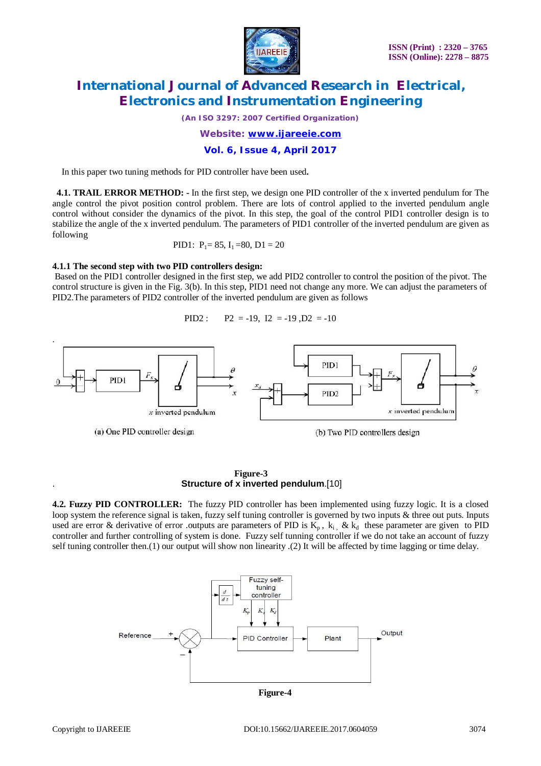In this paper two tuning methods for PID controller have been used.

**4.1. TRAIL ERROR METHOD: -** In the first step, we design one PID controller of the x inverted pendulum for The angle control the pivot position control problem. There are lots of control applied to the inverted pendulum angle control without consider the dynamics of the pivot. In this step, the goal of the control PID1 controller design is to stabilize the angle of the x inverted pendulum. The parameters of PID1 controller of the inverted pendulum are given as following

PID1: $P_1$= 85, $I_1$ =80, D1 = 20

#### 4.1.1 The second step with two PID controllers design:

Based on the PID1 controller designed in the first step, we add PID2 controller to control the position of the pivot. The control structure is given in the Fig. 3(b). In this step, PID1 need not change any more. We can adjust the parameters of PID2.The parameters of PID2 controller of the inverted pendulum are given as follows

PID2 : P2 = -19, I2 = -19 ,D2 = -10

(a) One PID controller design

(b) Two PID controllers design

**Figure-3**

**Structure of x inverted pendulum**.[10]

**4.2. Fuzzy PID CONTROLLER:** The fuzzy PID controller has been implemented using fuzzy logic. It is a closed loop system the reference signal is taken, fuzzy self tuning controller is governed by two inputs & three out puts. Inputs used are error & derivative of error .outputs are parameters of PID is $K_p$ , $k_i$ & $k_d$ these parameter are given to PID controller and further controlling of system is done. Fuzzy self tunning controller if we do not take an account of fuzzy self tuning controller then.(1) our output will show non linearity .(2) It will be affected by time lagging or time delay.

**Figure-4**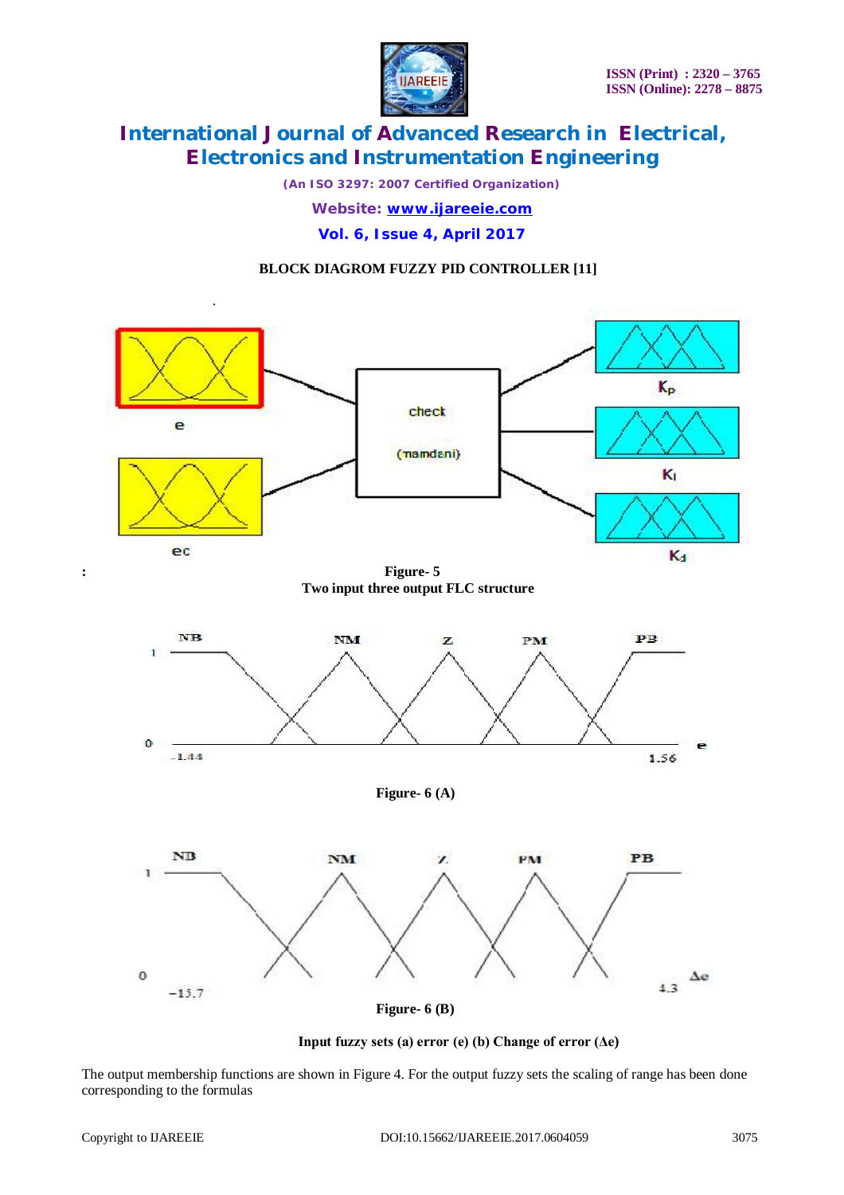**BLOCK DIAGROM FUZZY PID CONTROLLER [11]**

Figure- 5
Two input three output FLC structure

Figure- 6 (A)

Figure- 6 (B)

**Input fuzzy sets (a) error (e) (b) Change of error (Δe)**

The output membership functions are shown in Figure 4. For the output fuzzy sets the scaling of range has been done corresponding to the formulas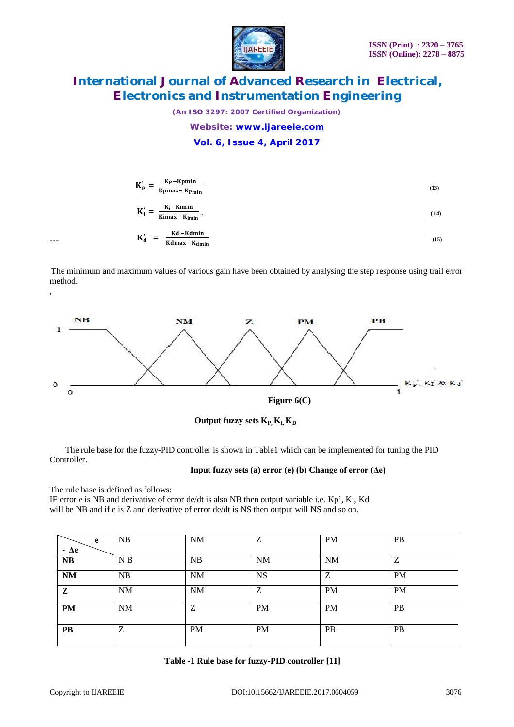$$K_P' = \frac{K_P - K_{Pmin}}{K_{Pmax} - K_{Pmin}} \tag{13}$$

$$K_I' = \frac{K_I - K_{Imin}}{K_{Imax} - K_{Imin}} \tag{14}$$

$$K_d' = \frac{K_d - K_{dmin}}{K_{dmax} - K_{dmin}} \tag{15}$$

The minimum and maximum values of various gain have been obtained by analysing the step response using trail error method.

NB NM Z PM PB

1

0

0 1 $K_P'$, $K_I'$ & $K_d'$

**Figure 6(C)**

**Output fuzzy sets $K_P$, $K_I$, $K_D$**

The rule base for the fuzzy-PID controller is shown in Table1 which can be implemented for tuning the PID Controller.

**Input fuzzy sets (a) error (e) (b) Change of error (Δe)**

The rule base is defined as follows:
IF error e is NB and derivative of error de/dt is also NB then output variable i.e. Kp', Ki, Kd will be NB and if e is Z and derivative of error de/dt is NS then output will NS and so on.

| e / - Δe | NB | NM | Z | PM | PB |
|---|---|---|---|---|---|
| **NB** | N B | NB | NM | NM | Z |
| **NM** | NB | NM | NS | Z | PM |
| **Z** | NM | NM | Z | PM | PM |
| **PM** | NM | Z | PM | PM | PB |
| **PB** | Z | PM | PM | PB | PB |

**Table -1 Rule base for fuzzy-PID controller [11]**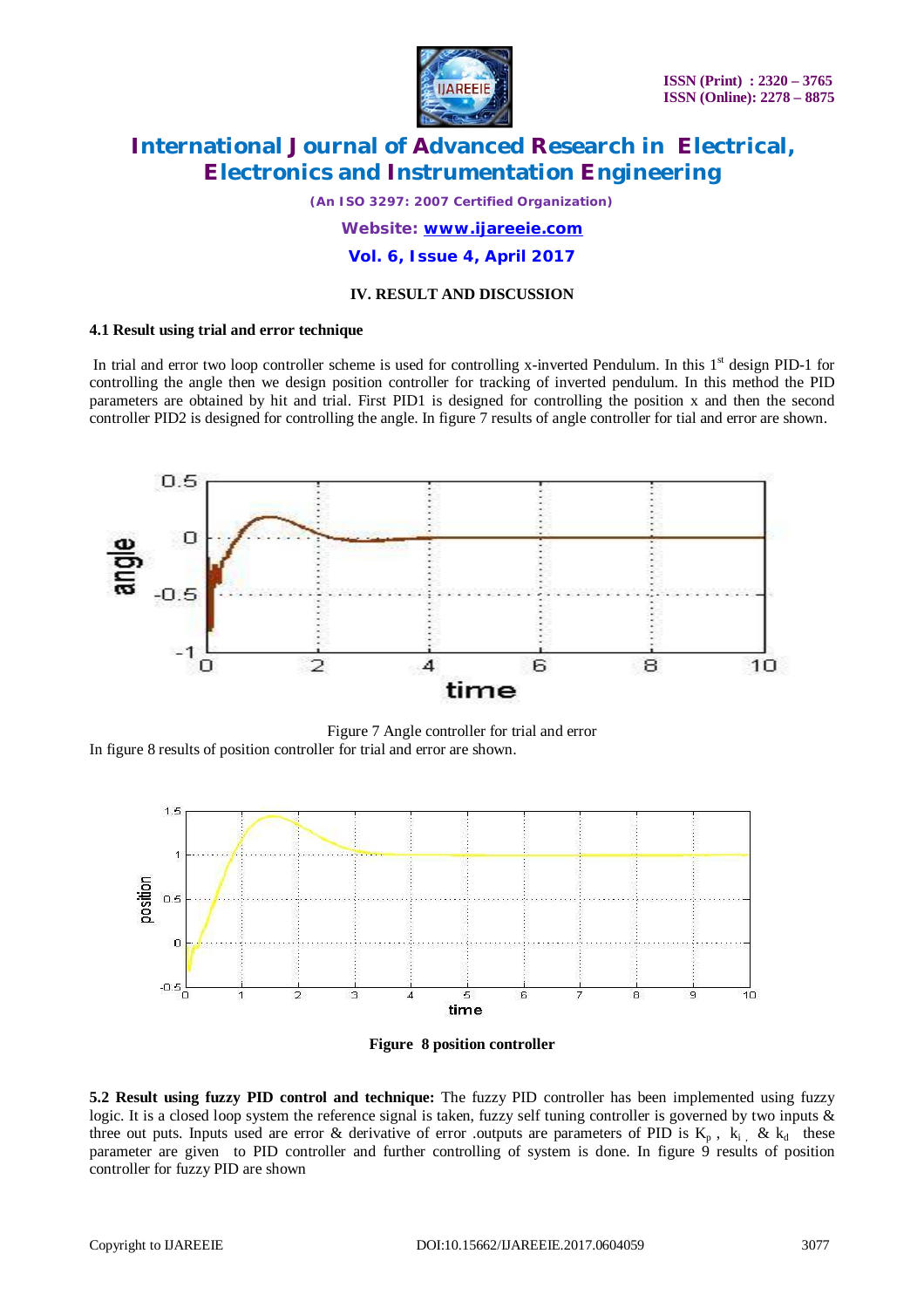## IV. RESULT AND DISCUSSION

### 4.1 Result using trial and error technique

In trial and error two loop controller scheme is used for controlling x-inverted Pendulum. In this 1st design PID-1 for controlling the angle then we design position controller for tracking of inverted pendulum. In this method the PID parameters are obtained by hit and trial. First PID1 is designed for controlling the position x and then the second controller PID2 is designed for controlling the angle. In figure 7 results of angle controller for tial and error are shown.

Figure 7 Angle controller for trial and error

In figure 8 results of position controller for trial and error are shown.

**Figure 8 position controller**

**5.2 Result using fuzzy PID control and technique:** The fuzzy PID controller has been implemented using fuzzy logic. It is a closed loop system the reference signal is taken, fuzzy self tuning controller is governed by two inputs & three out puts. Inputs used are error & derivative of error .outputs are parameters of PID is $K_p$ , $k_i$ , & $k_d$ these parameter are given to PID controller and further controlling of system is done. In figure 9 results of position controller for fuzzy PID are shown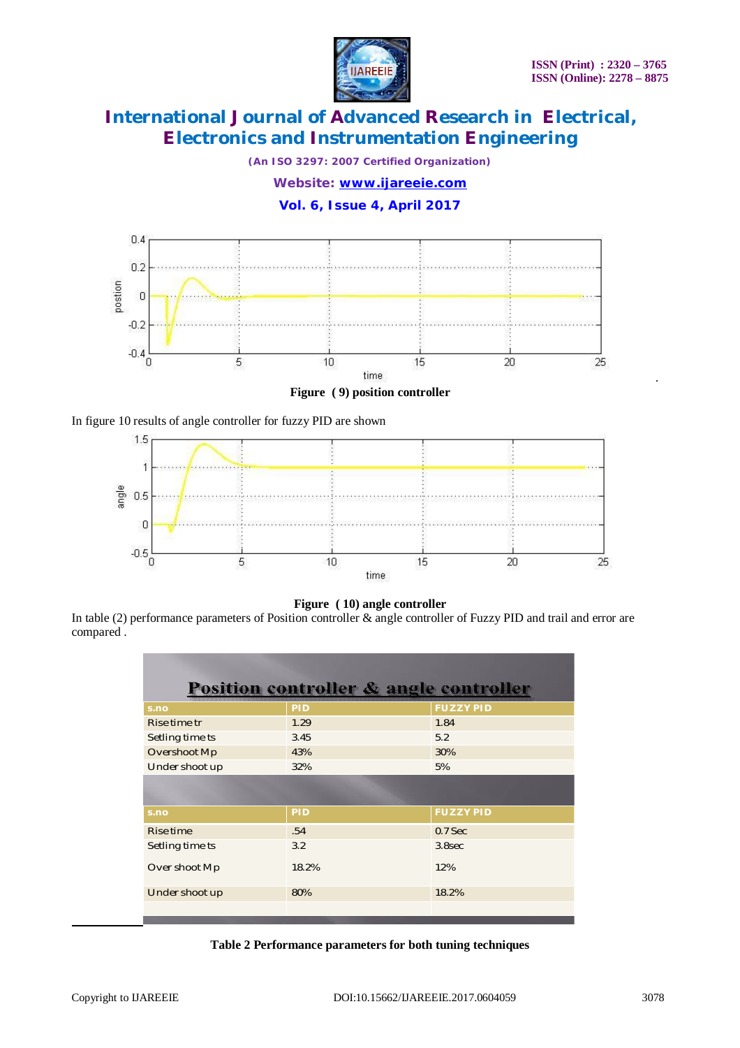Figure ( 9) position controller

In figure 10 results of angle controller for fuzzy PID are shown

Figure ( 10) angle controller

In table (2) performance parameters of Position controller & angle controller of Fuzzy PID and trail and error are compared .

| Position controller & angle controller | | |
|---|---|---|
| s.no | PID | FUZZY PID |
| Rise time tr | 1.29 | 1.84 |
| Setling time ts | 3.45 | 5.2 |
| Overshoot Mp | 43% | 30% |
| Under shoot up | 32% | 5% |
| s.no | PID | FUZZY PID |
| Rise time | .54 | 0.7 Sec |
| Setling time ts | 3.2 | 3.8sec |
| Over shoot Mp | 18.2% | 12% |
| Under shoot up | 80% | 18.2% |

Table 2 Performance parameters for both tuning techniques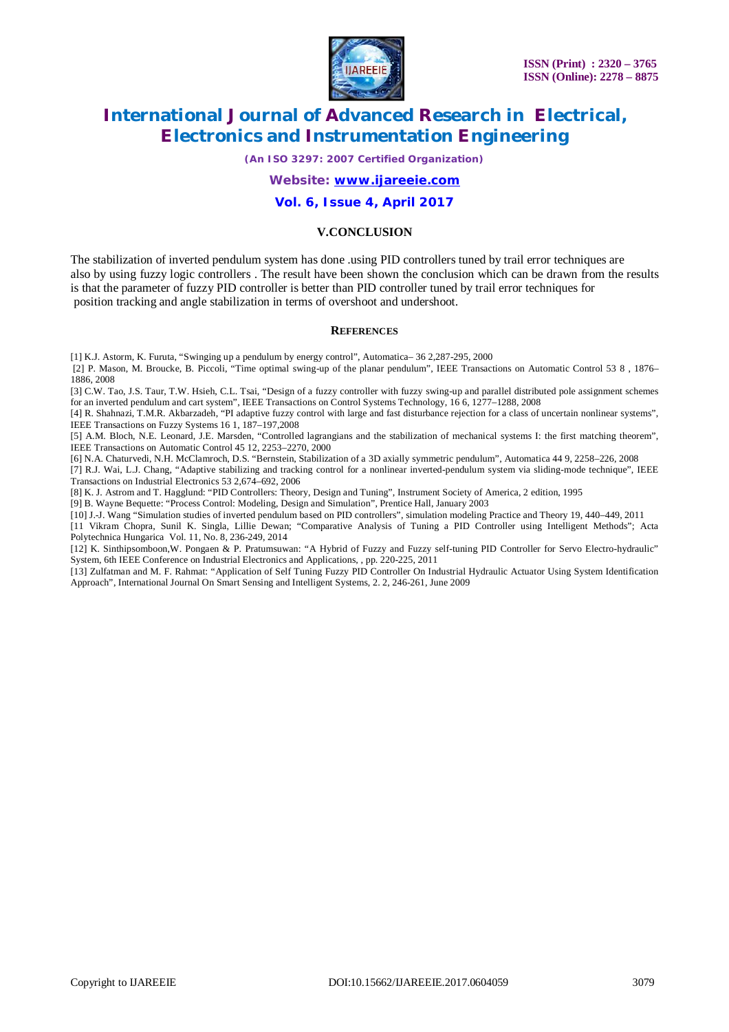## V.CONCLUSION

The stabilization of inverted pendulum system has done .using PID controllers tuned by trail error techniques are also by using fuzzy logic controllers . The result have been shown the conclusion which can be drawn from the results is that the parameter of fuzzy PID controller is better than PID controller tuned by trail error techniques for position tracking and angle stabilization in terms of overshoot and undershoot.

## REFERENCES

[1] K.J. Astorm, K. Furuta, "Swinging up a pendulum by energy control", Automatica– 36 2,287-295, 2000

[2] P. Mason, M. Broucke, B. Piccoli, "Time optimal swing-up of the planar pendulum", IEEE Transactions on Automatic Control 53 8 , 1876–1886, 2008

[3] C.W. Tao, J.S. Taur, T.W. Hsieh, C.L. Tsai, "Design of a fuzzy controller with fuzzy swing-up and parallel distributed pole assignment schemes for an inverted pendulum and cart system", IEEE Transactions on Control Systems Technology, 16 6, 1277–1288, 2008

[4] R. Shahnazi, T.M.R. Akbarzadeh, "PI adaptive fuzzy control with large and fast disturbance rejection for a class of uncertain nonlinear systems", IEEE Transactions on Fuzzy Systems 16 1, 187–197,2008

[5] A.M. Bloch, N.E. Leonard, J.E. Marsden, "Controlled lagrangians and the stabilization of mechanical systems I: the first matching theorem", IEEE Transactions on Automatic Control 45 12, 2253–2270, 2000

[6] N.A. Chaturvedi, N.H. McClamroch, D.S. "Bernstein, Stabilization of a 3D axially symmetric pendulum", Automatica 44 9, 2258–226, 2008

[7] R.J. Wai, L.J. Chang, "Adaptive stabilizing and tracking control for a nonlinear inverted-pendulum system via sliding-mode technique", IEEE Transactions on Industrial Electronics 53 2,674–692, 2006

[8] K. J. Astrom and T. Hagglund: "PID Controllers: Theory, Design and Tuning", Instrument Society of America, 2 edition, 1995

[9] B. Wayne Bequette: "Process Control: Modeling, Design and Simulation", Prentice Hall, January 2003

[10] J.-J. Wang "Simulation studies of inverted pendulum based on PID controllers", simulation modeling Practice and Theory 19, 440–449, 2011

[11 Vikram Chopra, Sunil K. Singla, Lillie Dewan; "Comparative Analysis of Tuning a PID Controller using Intelligent Methods"; Acta Polytechnica Hungarica Vol. 11, No. 8, 236-249, 2014

[12] K. Sinthipsomboon,W. Pongaen & P. Pratumsuwan: "A Hybrid of Fuzzy and Fuzzy self-tuning PID Controller for Servo Electro-hydraulic" System, 6th IEEE Conference on Industrial Electronics and Applications, , pp. 220-225, 2011

[13] Zulfatman and M. F. Rahmat: "Application of Self Tuning Fuzzy PID Controller On Industrial Hydraulic Actuator Using System Identification Approach", International Journal On Smart Sensing and Intelligent Systems, 2. 2, 246-261, June 2009